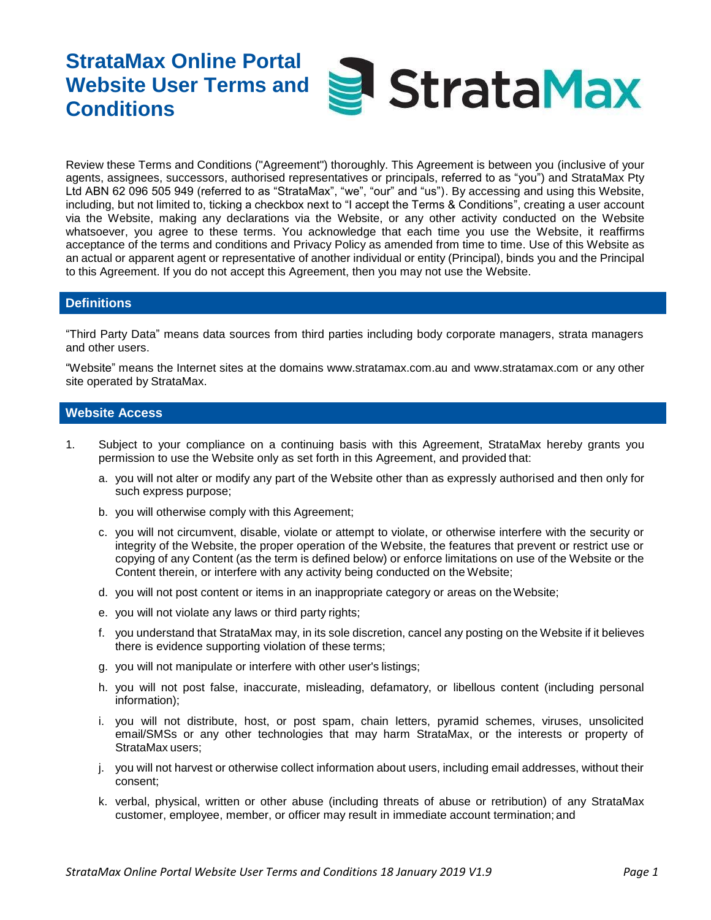# StrataMax Online Portal Website User Terms and Conditions

Review these Terms and Conditions ("Agreement") thoroughly. This Agreement is between you (inclusive of your agents, assignees, successors, authorised representatives or principals, referred to as "you") and StrataMax Pty Ltd ABN 62 096 505 949 (referred to as "StrataMax", "we", "our" and "us"). By accessing and using this Website, including, but not limited to, ticking a checkbox next to "I accept the Terms & Conditions", creating a user account via the Website, making any declarations via the Website, or any other activity conducted on the Website whatsoever, you agree to these terms. You acknowledge that each time you use the Website, it reaffirms acceptance of the terms and conditions and Privacy Policy as amended from time to time. Use of this Website as an actual or apparent agent or representative of another individual or entity (Principal), binds you and the Principal to this Agreement. If you do not accept this Agreement, then you may not use the Website.

## Definitions

"Third Party Data" means data sources from third parties including body corporate managers, strata managers and other users.

"Website" means the Internet sites at the domains www.stratamax.com.au and www.stratamax.com or any other site operated by StrataMax.

## Website Access

1. Subject to your compliance on a continuing basis with this Agreement, StrataMax hereby grants you permission to use the Website only as set forth in this Agreement, and provided that:

   a. you will not alter or modify any part of the Website other than as expressly authorised and then only for such express purpose;

   b. you will otherwise comply with this Agreement;

   c. you will not circumvent, disable, violate or attempt to violate, or otherwise interfere with the security or integrity of the Website, the proper operation of the Website, the features that prevent or restrict use or copying of any Content (as the term is defined below) or enforce limitations on use of the Website or the Content therein, or interfere with any activity being conducted on the Website;

   d. you will not post content or items in an inappropriate category or areas on the Website;

   e. you will not violate any laws or third party rights;

   f. you understand that StrataMax may, in its sole discretion, cancel any posting on the Website if it believes there is evidence supporting violation of these terms;

   g. you will not manipulate or interfere with other user's listings;

   h. you will not post false, inaccurate, misleading, defamatory, or libellous content (including personal information);

   i. you will not distribute, host, or post spam, chain letters, pyramid schemes, viruses, unsolicited email/SMSs or any other technologies that may harm StrataMax, or the interests or property of StrataMax users;

   j. you will not harvest or otherwise collect information about users, including email addresses, without their consent;

   k. verbal, physical, written or other abuse (including threats of abuse or retribution) of any StrataMax customer, employee, member, or officer may result in immediate account termination; and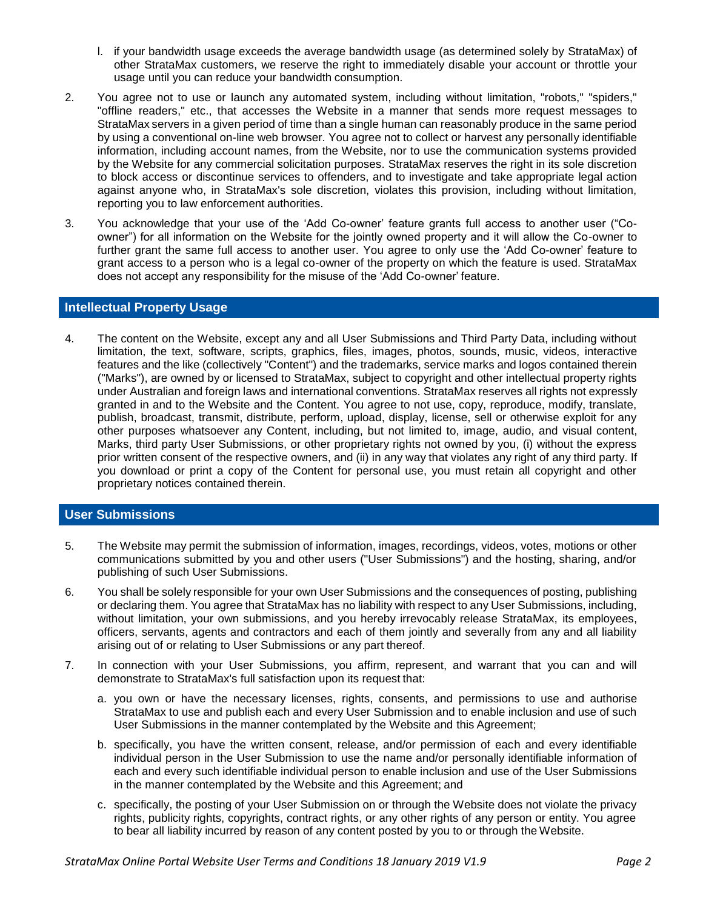l. if your bandwidth usage exceeds the average bandwidth usage (as determined solely by StrataMax) of other StrataMax customers, we reserve the right to immediately disable your account or throttle your usage until you can reduce your bandwidth consumption.

2. You agree not to use or launch any automated system, including without limitation, "robots," "spiders," "offline readers," etc., that accesses the Website in a manner that sends more request messages to StrataMax servers in a given period of time than a single human can reasonably produce in the same period by using a conventional on-line web browser. You agree not to collect or harvest any personally identifiable information, including account names, from the Website, nor to use the communication systems provided by the Website for any commercial solicitation purposes. StrataMax reserves the right in its sole discretion to block access or discontinue services to offenders, and to investigate and take appropriate legal action against anyone who, in StrataMax's sole discretion, violates this provision, including without limitation, reporting you to law enforcement authorities.

3. You acknowledge that your use of the 'Add Co-owner' feature grants full access to another user ("Co-owner") for all information on the Website for the jointly owned property and it will allow the Co-owner to further grant the same full access to another user. You agree to only use the 'Add Co-owner' feature to grant access to a person who is a legal co-owner of the property on which the feature is used. StrataMax does not accept any responsibility for the misuse of the 'Add Co-owner' feature.

## Intellectual Property Usage

4. The content on the Website, except any and all User Submissions and Third Party Data, including without limitation, the text, software, scripts, graphics, files, images, photos, sounds, music, videos, interactive features and the like (collectively "Content") and the trademarks, service marks and logos contained therein ("Marks"), are owned by or licensed to StrataMax, subject to copyright and other intellectual property rights under Australian and foreign laws and international conventions. StrataMax reserves all rights not expressly granted in and to the Website and the Content. You agree to not use, copy, reproduce, modify, translate, publish, broadcast, transmit, distribute, perform, upload, display, license, sell or otherwise exploit for any other purposes whatsoever any Content, including, but not limited to, image, audio, and visual content, Marks, third party User Submissions, or other proprietary rights not owned by you, (i) without the express prior written consent of the respective owners, and (ii) in any way that violates any right of any third party. If you download or print a copy of the Content for personal use, you must retain all copyright and other proprietary notices contained therein.

## User Submissions

5. The Website may permit the submission of information, images, recordings, videos, votes, motions or other communications submitted by you and other users ("User Submissions") and the hosting, sharing, and/or publishing of such User Submissions.

6. You shall be solely responsible for your own User Submissions and the consequences of posting, publishing or declaring them. You agree that StrataMax has no liability with respect to any User Submissions, including, without limitation, your own submissions, and you hereby irrevocably release StrataMax, its employees, officers, servants, agents and contractors and each of them jointly and severally from any and all liability arising out of or relating to User Submissions or any part thereof.

7. In connection with your User Submissions, you affirm, represent, and warrant that you can and will demonstrate to StrataMax's full satisfaction upon its request that:

   a. you own or have the necessary licenses, rights, consents, and permissions to use and authorise StrataMax to use and publish each and every User Submission and to enable inclusion and use of such User Submissions in the manner contemplated by the Website and this Agreement;

   b. specifically, you have the written consent, release, and/or permission of each and every identifiable individual person in the User Submission to use the name and/or personally identifiable information of each and every such identifiable individual person to enable inclusion and use of the User Submissions in the manner contemplated by the Website and this Agreement; and

   c. specifically, the posting of your User Submission on or through the Website does not violate the privacy rights, publicity rights, copyrights, contract rights, or any other rights of any person or entity. You agree to bear all liability incurred by reason of any content posted by you to or through the Website.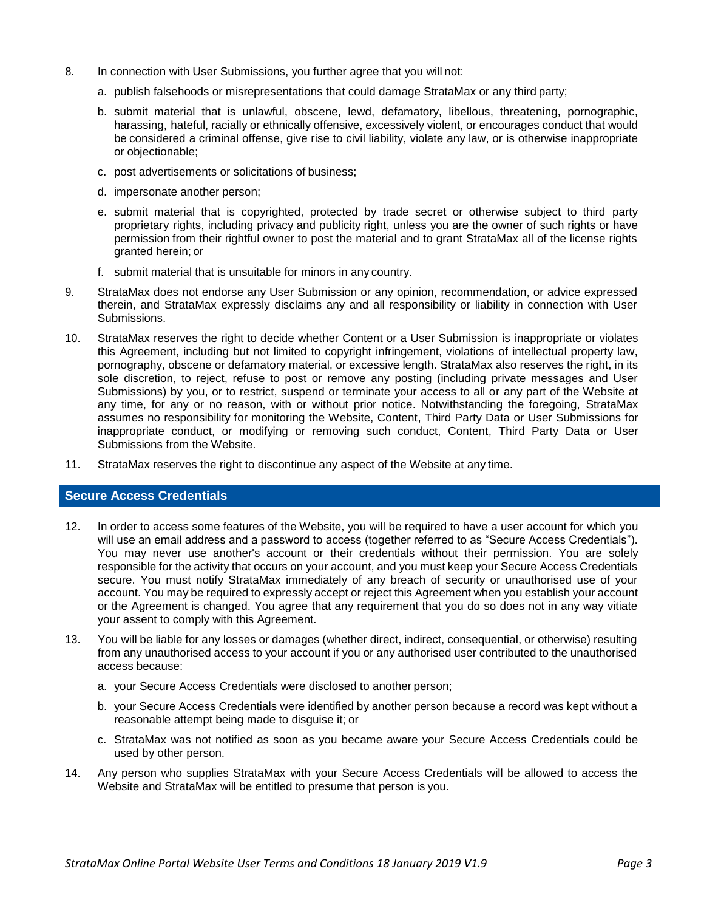8. In connection with User Submissions, you further agree that you will not:

    a. publish falsehoods or misrepresentations that could damage StrataMax or any third party;

    b. submit material that is unlawful, obscene, lewd, defamatory, libellous, threatening, pornographic, harassing, hateful, racially or ethnically offensive, excessively violent, or encourages conduct that would be considered a criminal offense, give rise to civil liability, violate any law, or is otherwise inappropriate or objectionable;

    c. post advertisements or solicitations of business;

    d. impersonate another person;

    e. submit material that is copyrighted, protected by trade secret or otherwise subject to third party proprietary rights, including privacy and publicity right, unless you are the owner of such rights or have permission from their rightful owner to post the material and to grant StrataMax all of the license rights granted herein; or

    f. submit material that is unsuitable for minors in any country.

9. StrataMax does not endorse any User Submission or any opinion, recommendation, or advice expressed therein, and StrataMax expressly disclaims any and all responsibility or liability in connection with User Submissions.

10. StrataMax reserves the right to decide whether Content or a User Submission is inappropriate or violates this Agreement, including but not limited to copyright infringement, violations of intellectual property law, pornography, obscene or defamatory material, or excessive length. StrataMax also reserves the right, in its sole discretion, to reject, refuse to post or remove any posting (including private messages and User Submissions) by you, or to restrict, suspend or terminate your access to all or any part of the Website at any time, for any or no reason, with or without prior notice. Notwithstanding the foregoing, StrataMax assumes no responsibility for monitoring the Website, Content, Third Party Data or User Submissions for inappropriate conduct, or modifying or removing such conduct, Content, Third Party Data or User Submissions from the Website.

11. StrataMax reserves the right to discontinue any aspect of the Website at any time.

## Secure Access Credentials

12. In order to access some features of the Website, you will be required to have a user account for which you will use an email address and a password to access (together referred to as "Secure Access Credentials"). You may never use another's account or their credentials without their permission. You are solely responsible for the activity that occurs on your account, and you must keep your Secure Access Credentials secure. You must notify StrataMax immediately of any breach of security or unauthorised use of your account. You may be required to expressly accept or reject this Agreement when you establish your account or the Agreement is changed. You agree that any requirement that you do so does not in any way vitiate your assent to comply with this Agreement.

13. You will be liable for any losses or damages (whether direct, indirect, consequential, or otherwise) resulting from any unauthorised access to your account if you or any authorised user contributed to the unauthorised access because:

    a. your Secure Access Credentials were disclosed to another person;

    b. your Secure Access Credentials were identified by another person because a record was kept without a reasonable attempt being made to disguise it; or

    c. StrataMax was not notified as soon as you became aware your Secure Access Credentials could be used by other person.

14. Any person who supplies StrataMax with your Secure Access Credentials will be allowed to access the Website and StrataMax will be entitled to presume that person is you.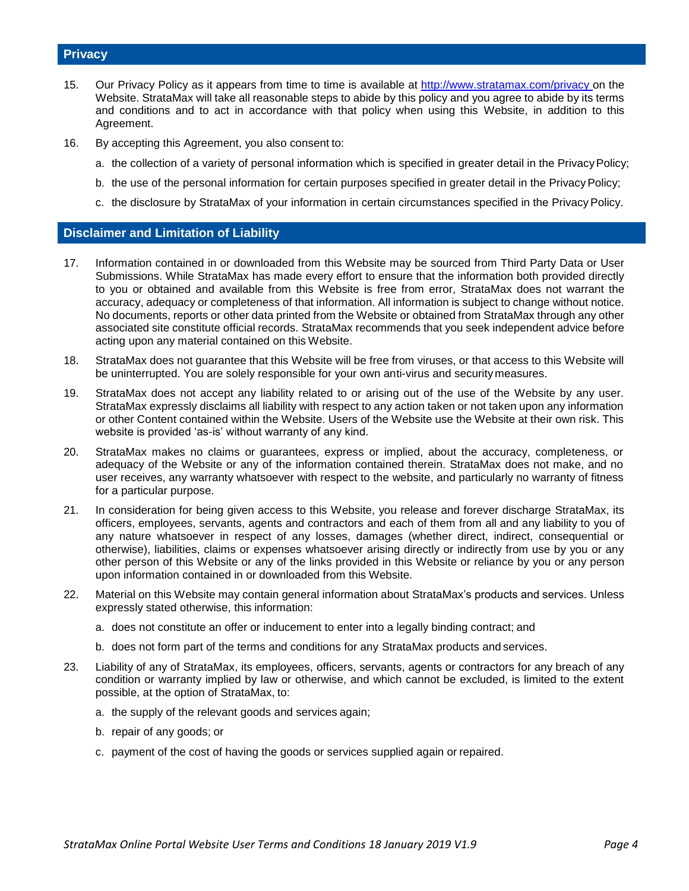## Privacy

15. Our Privacy Policy as it appears from time to time is available at [http://www.stratamax.com/privacy](http://www.stratamax.com/privacy) on the Website. StrataMax will take all reasonable steps to abide by this policy and you agree to abide by its terms and conditions and to act in accordance with that policy when using this Website, in addition to this Agreement.

16. By accepting this Agreement, you also consent to:

    a. the collection of a variety of personal information which is specified in greater detail in the Privacy Policy;

    b. the use of the personal information for certain purposes specified in greater detail in the Privacy Policy;

    c. the disclosure by StrataMax of your information in certain circumstances specified in the Privacy Policy.

## Disclaimer and Limitation of Liability

17. Information contained in or downloaded from this Website may be sourced from Third Party Data or User Submissions. While StrataMax has made every effort to ensure that the information both provided directly to you or obtained and available from this Website is free from error, StrataMax does not warrant the accuracy, adequacy or completeness of that information. All information is subject to change without notice. No documents, reports or other data printed from the Website or obtained from StrataMax through any other associated site constitute official records. StrataMax recommends that you seek independent advice before acting upon any material contained on this Website.

18. StrataMax does not guarantee that this Website will be free from viruses, or that access to this Website will be uninterrupted. You are solely responsible for your own anti-virus and security measures.

19. StrataMax does not accept any liability related to or arising out of the use of the Website by any user. StrataMax expressly disclaims all liability with respect to any action taken or not taken upon any information or other Content contained within the Website. Users of the Website use the Website at their own risk. This website is provided 'as-is' without warranty of any kind.

20. StrataMax makes no claims or guarantees, express or implied, about the accuracy, completeness, or adequacy of the Website or any of the information contained therein. StrataMax does not make, and no user receives, any warranty whatsoever with respect to the website, and particularly no warranty of fitness for a particular purpose.

21. In consideration for being given access to this Website, you release and forever discharge StrataMax, its officers, employees, servants, agents and contractors and each of them from all and any liability to you of any nature whatsoever in respect of any losses, damages (whether direct, indirect, consequential or otherwise), liabilities, claims or expenses whatsoever arising directly or indirectly from use by you or any other person of this Website or any of the links provided in this Website or reliance by you or any person upon information contained in or downloaded from this Website.

22. Material on this Website may contain general information about StrataMax's products and services. Unless expressly stated otherwise, this information:

    a. does not constitute an offer or inducement to enter into a legally binding contract; and

    b. does not form part of the terms and conditions for any StrataMax products and services.

23. Liability of any of StrataMax, its employees, officers, servants, agents or contractors for any breach of any condition or warranty implied by law or otherwise, and which cannot be excluded, is limited to the extent possible, at the option of StrataMax, to:

    a. the supply of the relevant goods and services again;

    b. repair of any goods; or

    c. payment of the cost of having the goods or services supplied again or repaired.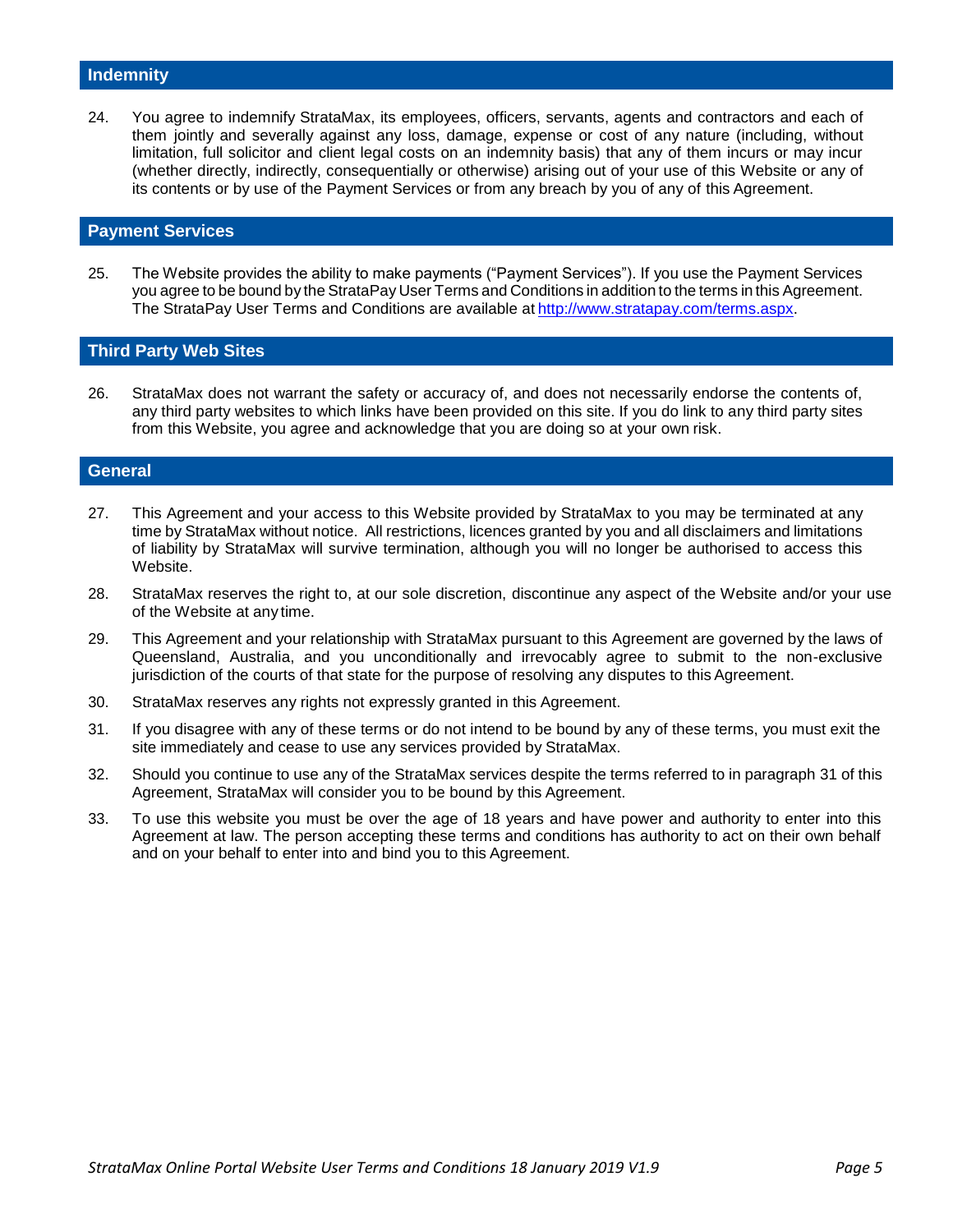## Indemnity

24. You agree to indemnify StrataMax, its employees, officers, servants, agents and contractors and each of them jointly and severally against any loss, damage, expense or cost of any nature (including, without limitation, full solicitor and client legal costs on an indemnity basis) that any of them incurs or may incur (whether directly, indirectly, consequentially or otherwise) arising out of your use of this Website or any of its contents or by use of the Payment Services or from any breach by you of any of this Agreement.

## Payment Services

25. The Website provides the ability to make payments ("Payment Services"). If you use the Payment Services you agree to be bound by the StrataPay User Terms and Conditions in addition to the terms in this Agreement. The StrataPay User Terms and Conditions are available at [http://www.stratapay.com/terms.aspx](http://www.stratapay.com/terms.aspx).

## Third Party Web Sites

26. StrataMax does not warrant the safety or accuracy of, and does not necessarily endorse the contents of, any third party websites to which links have been provided on this site. If you do link to any third party sites from this Website, you agree and acknowledge that you are doing so at your own risk.

## General

27. This Agreement and your access to this Website provided by StrataMax to you may be terminated at any time by StrataMax without notice. All restrictions, licences granted by you and all disclaimers and limitations of liability by StrataMax will survive termination, although you will no longer be authorised to access this Website.
28. StrataMax reserves the right to, at our sole discretion, discontinue any aspect of the Website and/or your use of the Website at any time.
29. This Agreement and your relationship with StrataMax pursuant to this Agreement are governed by the laws of Queensland, Australia, and you unconditionally and irrevocably agree to submit to the non-exclusive jurisdiction of the courts of that state for the purpose of resolving any disputes to this Agreement.
30. StrataMax reserves any rights not expressly granted in this Agreement.
31. If you disagree with any of these terms or do not intend to be bound by any of these terms, you must exit the site immediately and cease to use any services provided by StrataMax.
32. Should you continue to use any of the StrataMax services despite the terms referred to in paragraph 31 of this Agreement, StrataMax will consider you to be bound by this Agreement.
33. To use this website you must be over the age of 18 years and have power and authority to enter into this Agreement at law. The person accepting these terms and conditions has authority to act on their own behalf and on your behalf to enter into and bind you to this Agreement.